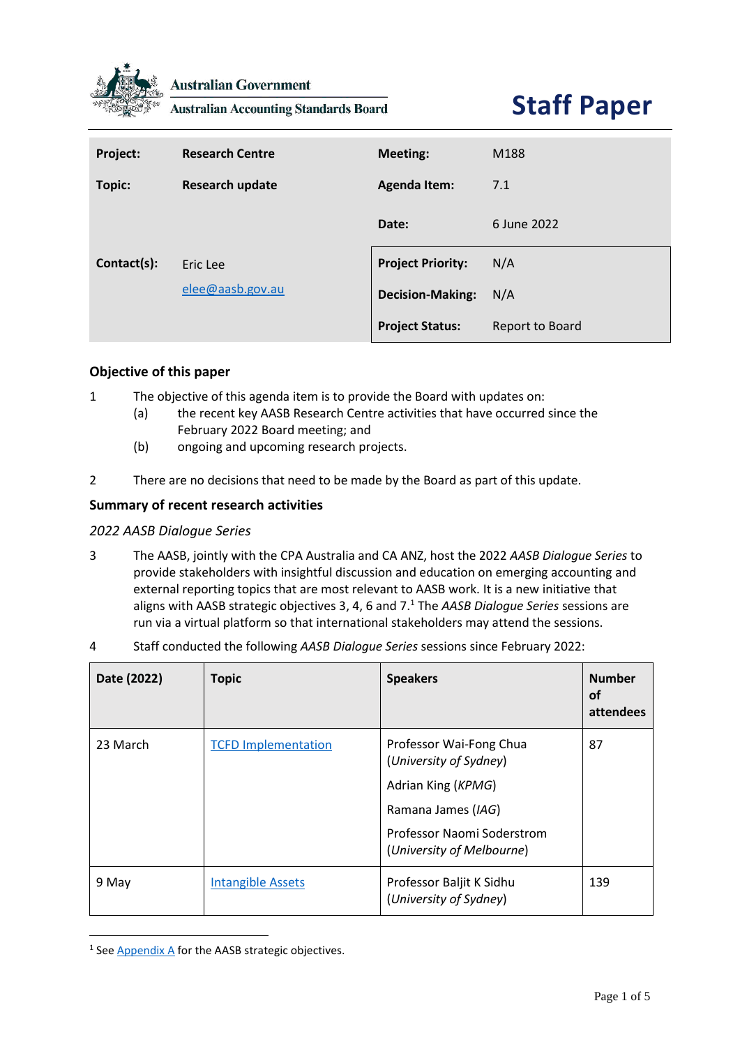Australian Government

Australian Accounting Standards Board

# Staff Paper

| | | | |
|---|---|---|---|
| **Project:** | **Research Centre** | **Meeting:** | M188 |
| **Topic:** | **Research update** | **Agenda Item:** | 7.1 |
| | | **Date:** | 6 June 2022 |
| **Contact(s):** | Eric Lee<br>elee@aasb.gov.au | **Project Priority:** | N/A |
| | | **Decision-Making:** | N/A |
| | | **Project Status:** | Report to Board |

## Objective of this paper

1 The objective of this agenda item is to provide the Board with updates on:

(a) the recent key AASB Research Centre activities that have occurred since the February 2022 Board meeting; and

(b) ongoing and upcoming research projects.

2 There are no decisions that need to be made by the Board as part of this update.

## Summary of recent research activities

### *2022 AASB Dialogue Series*

3 The AASB, jointly with the CPA Australia and CA ANZ, host the 2022 *AASB Dialogue Series* to provide stakeholders with insightful discussion and education on emerging accounting and external reporting topics that are most relevant to AASB work. It is a new initiative that aligns with AASB strategic objectives 3, 4, 6 and 7.[1] The *AASB Dialogue Series* sessions are run via a virtual platform so that international stakeholders may attend the sessions.

4 Staff conducted the following *AASB Dialogue Series* sessions since February 2022:

| Date (2022) | Topic | Speakers | Number of attendees |
|---|---|---|---|
| 23 March | TCFD Implementation | Professor Wai-Fong Chua (*University of Sydney*)<br>Adrian King (*KPMG*)<br>Ramana James (*IAG*)<br>Professor Naomi Soderstrom (*University of Melbourne*) | 87 |
| 9 May | Intangible Assets | Professor Baljit K Sidhu (*University of Sydney*) | 139 |

[1] See Appendix A for the AASB strategic objectives.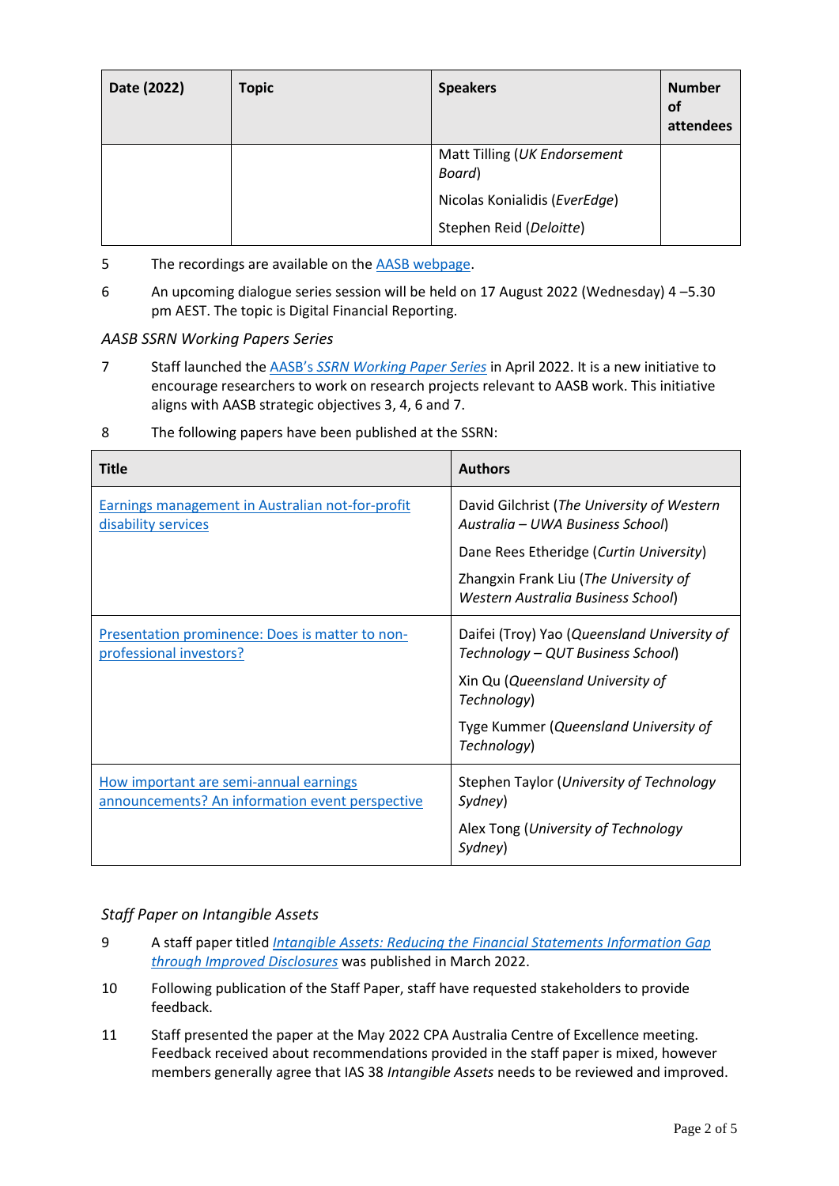| Date (2022) | Topic | Speakers | Number of attendees |
|---|---|---|---|
| | | Matt Tilling (*UK Endorsement Board*)<br>Nicolas Konialidis (*EverEdge*)<br>Stephen Reid (*Deloitte*) | |

5 The recordings are available on the [AASB webpage](#).

6 An upcoming dialogue series session will be held on 17 August 2022 (Wednesday) 4 –5.30 pm AEST. The topic is Digital Financial Reporting.

*AASB SSRN Working Papers Series*

7 Staff launched the [AASB's *SSRN Working Paper Series*](#) in April 2022. It is a new initiative to encourage researchers to work on research projects relevant to AASB work. This initiative aligns with AASB strategic objectives 3, 4, 6 and 7.

8 The following papers have been published at the SSRN:

| Title | Authors |
|---|---|
| [Earnings management in Australian not-for-profit disability services](#) | David Gilchrist (*The University of Western Australia – UWA Business School*)<br>Dane Rees Etheridge (*Curtin University*)<br>Zhangxin Frank Liu (*The University of Western Australia Business School*) |
| [Presentation prominence: Does is matter to non-professional investors?](#) | Daifei (Troy) Yao (*Queensland University of Technology – QUT Business School*)<br>Xin Qu (*Queensland University of Technology*)<br>Tyge Kummer (*Queensland University of Technology*) |
| [How important are semi-annual earnings announcements? An information event perspective](#) | Stephen Taylor (*University of Technology Sydney*)<br>Alex Tong (*University of Technology Sydney*) |

*Staff Paper on Intangible Assets*

9 A staff paper titled [*Intangible Assets: Reducing the Financial Statements Information Gap through Improved Disclosures*](#) was published in March 2022.

10 Following publication of the Staff Paper, staff have requested stakeholders to provide feedback.

11 Staff presented the paper at the May 2022 CPA Australia Centre of Excellence meeting. Feedback received about recommendations provided in the staff paper is mixed, however members generally agree that IAS 38 *Intangible Assets* needs to be reviewed and improved.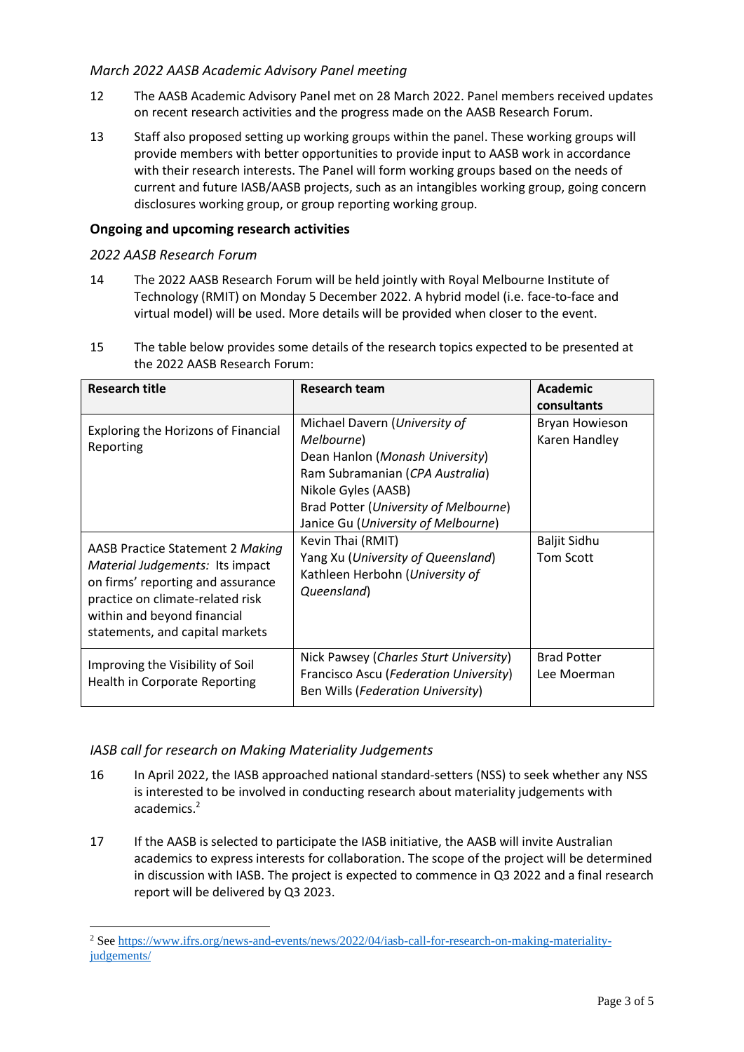*March 2022 AASB Academic Advisory Panel meeting*

12 The AASB Academic Advisory Panel met on 28 March 2022. Panel members received updates on recent research activities and the progress made on the AASB Research Forum.

13 Staff also proposed setting up working groups within the panel. These working groups will provide members with better opportunities to provide input to AASB work in accordance with their research interests. The Panel will form working groups based on the needs of current and future IASB/AASB projects, such as an intangibles working group, going concern disclosures working group, or group reporting working group.

## Ongoing and upcoming research activities

*2022 AASB Research Forum*

14 The 2022 AASB Research Forum will be held jointly with Royal Melbourne Institute of Technology (RMIT) on Monday 5 December 2022. A hybrid model (i.e. face-to-face and virtual model) will be used. More details will be provided when closer to the event.

15 The table below provides some details of the research topics expected to be presented at the 2022 AASB Research Forum:

| **Research title** | **Research team** | **Academic consultants** |
|---|---|---|
| Exploring the Horizons of Financial Reporting | Michael Davern (*University of Melbourne*)<br>Dean Hanlon (*Monash University*)<br>Ram Subramanian (*CPA Australia*)<br>Nikole Gyles (AASB)<br>Brad Potter (*University of Melbourne*)<br>Janice Gu (*University of Melbourne*) | Bryan Howieson<br>Karen Handley |
| AASB Practice Statement 2 *Making Material Judgements:* Its impact on firms' reporting and assurance practice on climate-related risk within and beyond financial statements, and capital markets | Kevin Thai (RMIT)<br>Yang Xu (*University of Queensland*)<br>Kathleen Herbohn (*University of Queensland*) | Baljit Sidhu<br>Tom Scott |
| Improving the Visibility of Soil Health in Corporate Reporting | Nick Pawsey (*Charles Sturt University*)<br>Francisco Ascu (*Federation University*)<br>Ben Wills (*Federation University*) | Brad Potter<br>Lee Moerman |

*IASB call for research on Making Materiality Judgements*

16 In April 2022, the IASB approached national standard-setters (NSS) to seek whether any NSS is interested to be involved in conducting research about materiality judgements with academics.[2]

17 If the AASB is selected to participate the IASB initiative, the AASB will invite Australian academics to express interests for collaboration. The scope of the project will be determined in discussion with IASB. The project is expected to commence in Q3 2022 and a final research report will be delivered by Q3 2023.

[2] See https://www.ifrs.org/news-and-events/news/2022/04/iasb-call-for-research-on-making-materiality-judgements/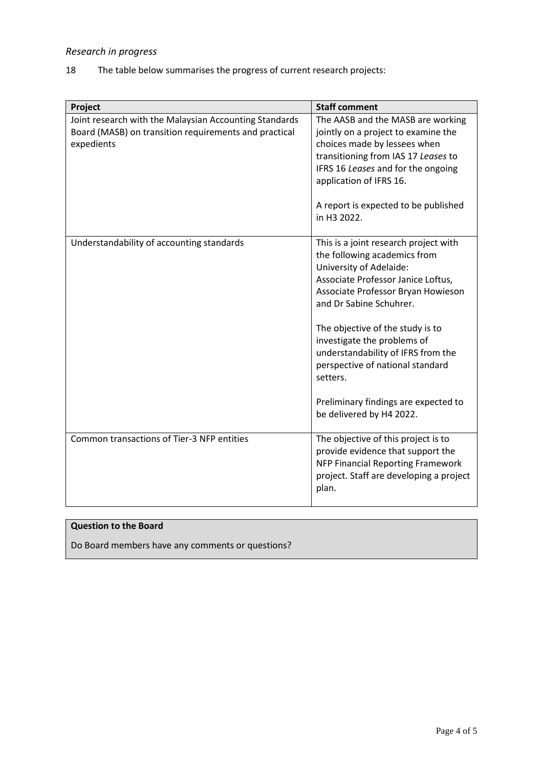### *Research in progress*

18 The table below summarises the progress of current research projects:

| Project | Staff comment |
|---|---|
| Joint research with the Malaysian Accounting Standards Board (MASB) on transition requirements and practical expedients | The AASB and the MASB are working jointly on a project to examine the choices made by lessees when transitioning from IAS 17 *Leases* to IFRS 16 *Leases* and for the ongoing application of IFRS 16.<br><br>A report is expected to be published in H3 2022. |
| Understandability of accounting standards | This is a joint research project with the following academics from University of Adelaide: Associate Professor Janice Loftus, Associate Professor Bryan Howieson and Dr Sabine Schuhrer.<br><br>The objective of the study is to investigate the problems of understandability of IFRS from the perspective of national standard setters.<br><br>Preliminary findings are expected to be delivered by H4 2022. |
| Common transactions of Tier-3 NFP entities | The objective of this project is to provide evidence that support the NFP Financial Reporting Framework project. Staff are developing a project plan. |

**Question to the Board**

Do Board members have any comments or questions?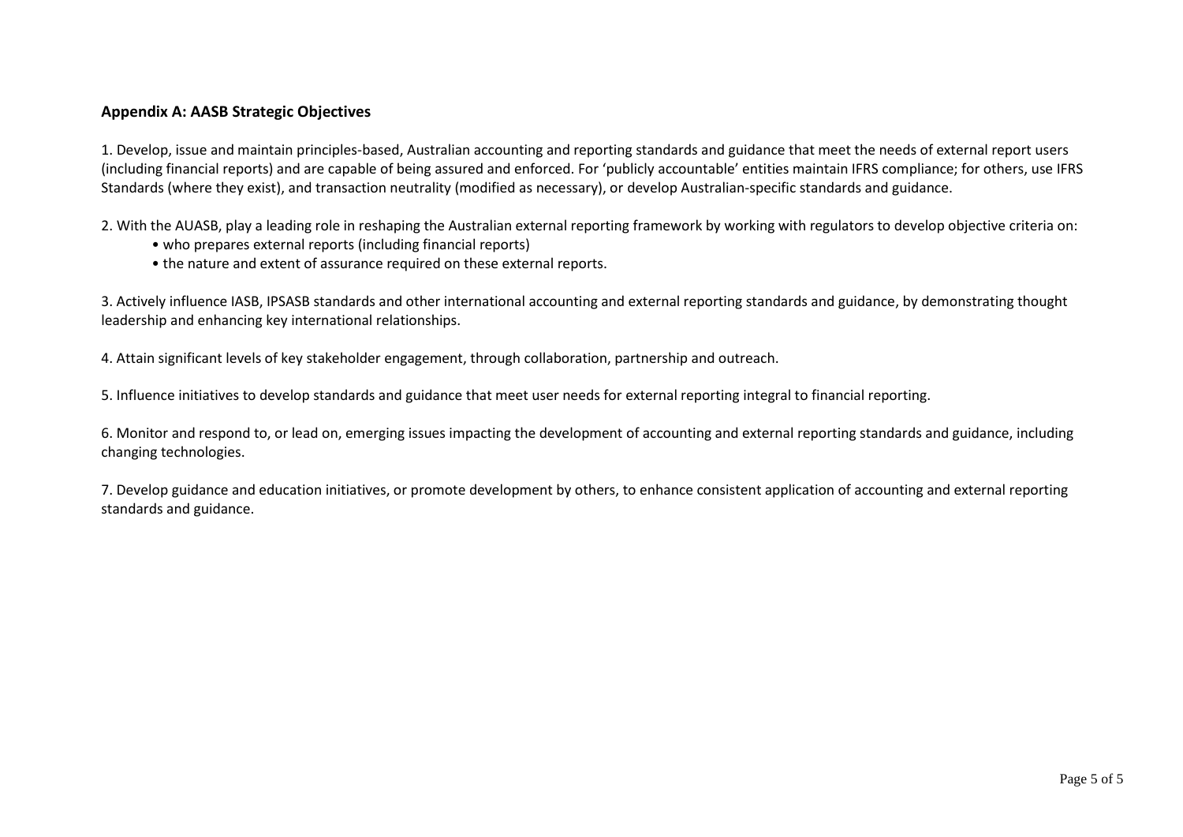## Appendix A: AASB Strategic Objectives

1. Develop, issue and maintain principles-based, Australian accounting and reporting standards and guidance that meet the needs of external report users (including financial reports) and are capable of being assured and enforced. For 'publicly accountable' entities maintain IFRS compliance; for others, use IFRS Standards (where they exist), and transaction neutrality (modified as necessary), or develop Australian-specific standards and guidance.

2. With the AUASB, play a leading role in reshaping the Australian external reporting framework by working with regulators to develop objective criteria on:
   - who prepares external reports (including financial reports)
   - the nature and extent of assurance required on these external reports.

3. Actively influence IASB, IPSASB standards and other international accounting and external reporting standards and guidance, by demonstrating thought leadership and enhancing key international relationships.

4. Attain significant levels of key stakeholder engagement, through collaboration, partnership and outreach.

5. Influence initiatives to develop standards and guidance that meet user needs for external reporting integral to financial reporting.

6. Monitor and respond to, or lead on, emerging issues impacting the development of accounting and external reporting standards and guidance, including changing technologies.

7. Develop guidance and education initiatives, or promote development by others, to enhance consistent application of accounting and external reporting standards and guidance.